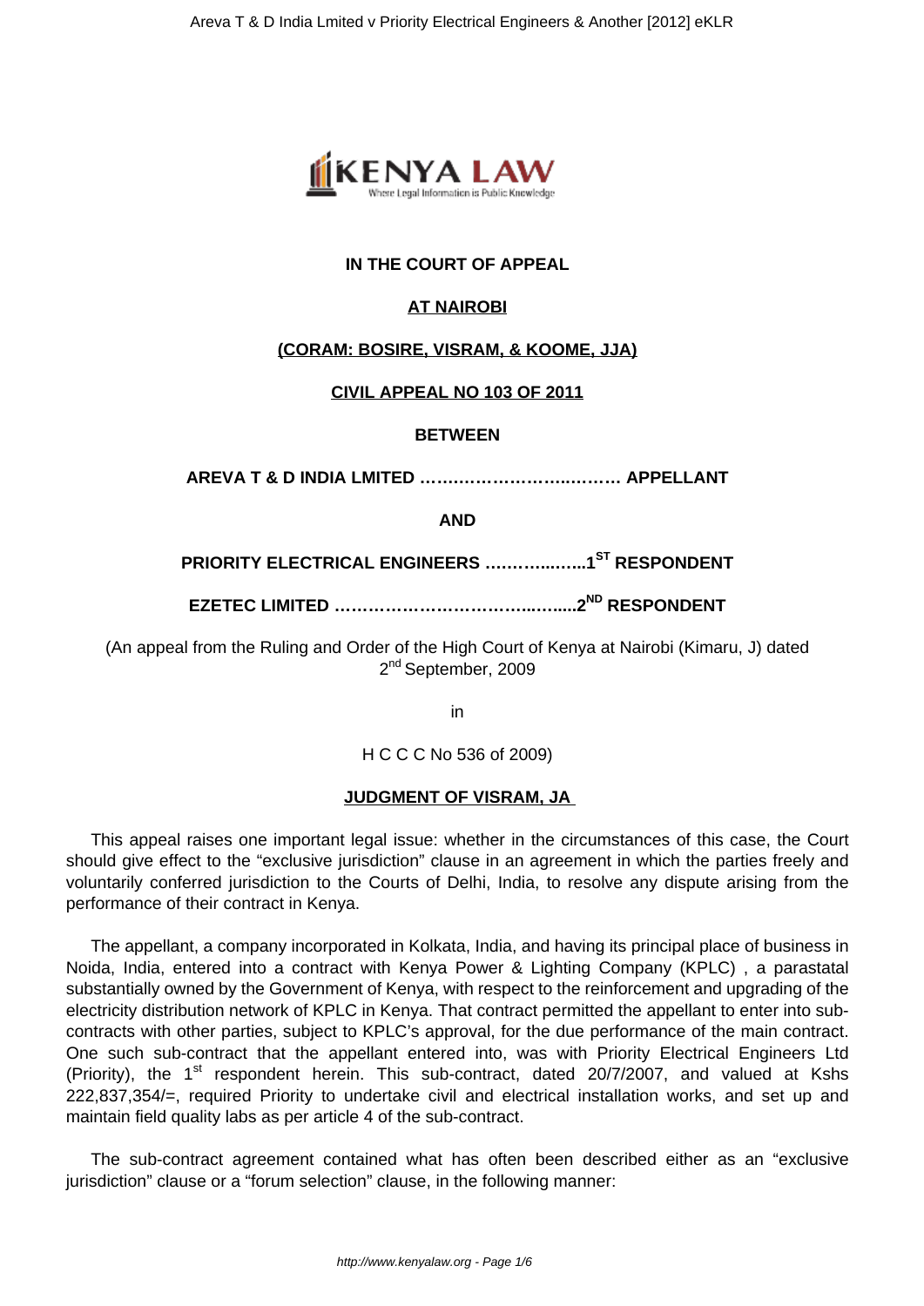**IN THE COURT OF APPEAL**

**AT NAIROBI**

**(CORAM: BOSIRE, VISRAM, & KOOME, JJA)**

**CIVIL APPEAL NO 103 OF 2011**

**BETWEEN**

**AREVA T & D INDIA LMITED ……………………..……… APPELLANT**

**AND**

**PRIORITY ELECTRICAL ENGINEERS ……………..…..1ST RESPONDENT**

**EZETEC LIMITED ……………………………..……....2ND RESPONDENT**

(An appeal from the Ruling and Order of the High Court of Kenya at Nairobi (Kimaru, J) dated 2nd September, 2009

in

H C C C No 536 of 2009)

**JUDGMENT OF VISRAM, JA**

This appeal raises one important legal issue: whether in the circumstances of this case, the Court should give effect to the "exclusive jurisdiction" clause in an agreement in which the parties freely and voluntarily conferred jurisdiction to the Courts of Delhi, India, to resolve any dispute arising from the performance of their contract in Kenya.

The appellant, a company incorporated in Kolkata, India, and having its principal place of business in Noida, India, entered into a contract with Kenya Power & Lighting Company (KPLC) , a parastatal substantially owned by the Government of Kenya, with respect to the reinforcement and upgrading of the electricity distribution network of KPLC in Kenya. That contract permitted the appellant to enter into sub-contracts with other parties, subject to KPLC's approval, for the due performance of the main contract. One such sub-contract that the appellant entered into, was with Priority Electrical Engineers Ltd (Priority), the 1st respondent herein. This sub-contract, dated 20/7/2007, and valued at Kshs 222,837,354/=, required Priority to undertake civil and electrical installation works, and set up and maintain field quality labs as per article 4 of the sub-contract.

The sub-contract agreement contained what has often been described either as an "exclusive jurisdiction" clause or a "forum selection" clause, in the following manner: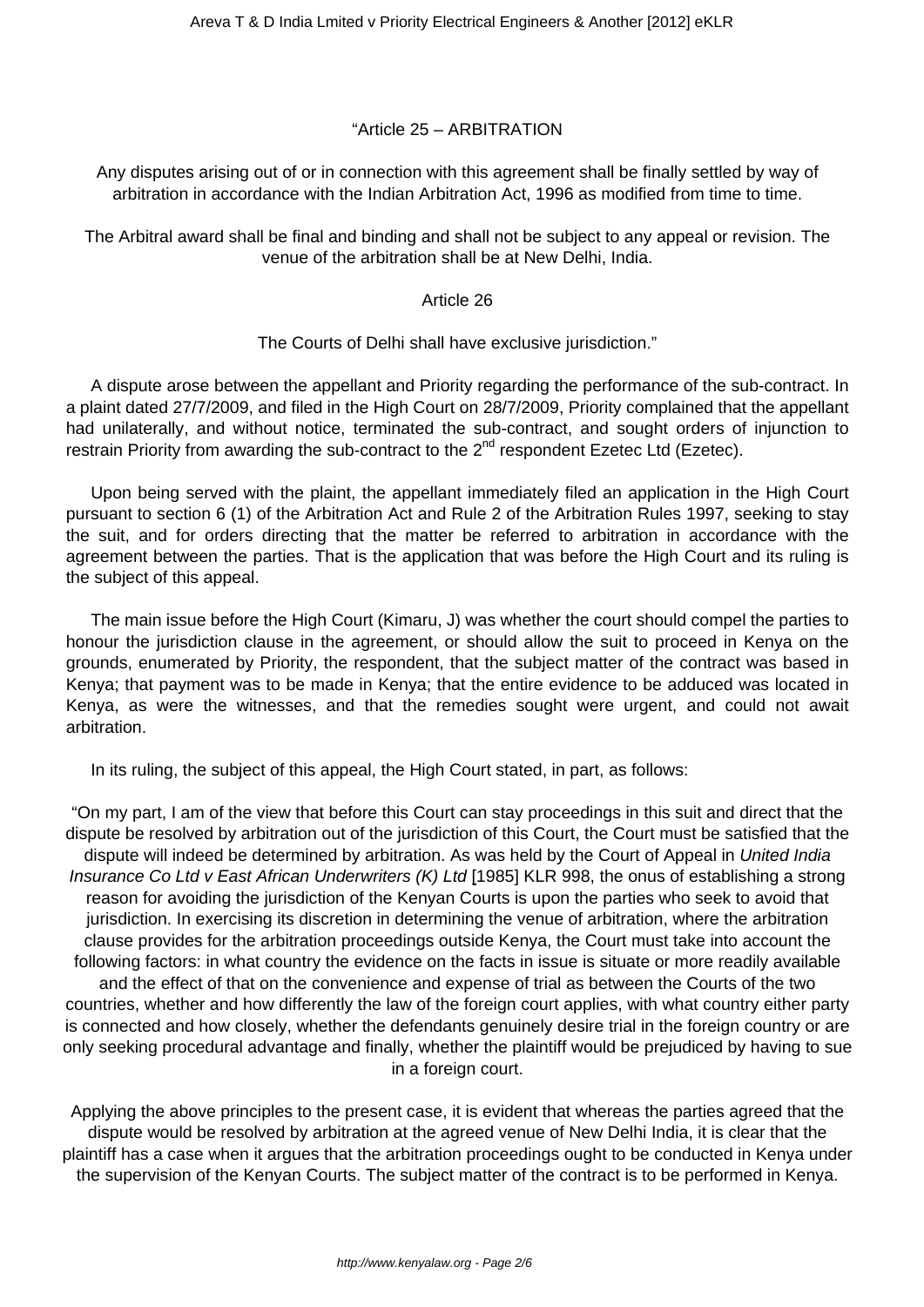"Article 25 – ARBITRATION

Any disputes arising out of or in connection with this agreement shall be finally settled by way of arbitration in accordance with the Indian Arbitration Act, 1996 as modified from time to time.

The Arbitral award shall be final and binding and shall not be subject to any appeal or revision. The venue of the arbitration shall be at New Delhi, India.

Article 26

The Courts of Delhi shall have exclusive jurisdiction."

A dispute arose between the appellant and Priority regarding the performance of the sub-contract. In a plaint dated 27/7/2009, and filed in the High Court on 28/7/2009, Priority complained that the appellant had unilaterally, and without notice, terminated the sub-contract, and sought orders of injunction to restrain Priority from awarding the sub-contract to the 2nd respondent Ezetec Ltd (Ezetec).

Upon being served with the plaint, the appellant immediately filed an application in the High Court pursuant to section 6 (1) of the Arbitration Act and Rule 2 of the Arbitration Rules 1997, seeking to stay the suit, and for orders directing that the matter be referred to arbitration in accordance with the agreement between the parties. That is the application that was before the High Court and its ruling is the subject of this appeal.

The main issue before the High Court (Kimaru, J) was whether the court should compel the parties to honour the jurisdiction clause in the agreement, or should allow the suit to proceed in Kenya on the grounds, enumerated by Priority, the respondent, that the subject matter of the contract was based in Kenya; that payment was to be made in Kenya; that the entire evidence to be adduced was located in Kenya, as were the witnesses, and that the remedies sought were urgent, and could not await arbitration.

In its ruling, the subject of this appeal, the High Court stated, in part, as follows:

"On my part, I am of the view that before this Court can stay proceedings in this suit and direct that the dispute be resolved by arbitration out of the jurisdiction of this Court, the Court must be satisfied that the dispute will indeed be determined by arbitration. As was held by the Court of Appeal in *United India Insurance Co Ltd v East African Underwriters (K) Ltd* [1985] KLR 998, the onus of establishing a strong reason for avoiding the jurisdiction of the Kenyan Courts is upon the parties who seek to avoid that jurisdiction. In exercising its discretion in determining the venue of arbitration, where the arbitration clause provides for the arbitration proceedings outside Kenya, the Court must take into account the following factors: in what country the evidence on the facts in issue is situate or more readily available and the effect of that on the convenience and expense of trial as between the Courts of the two countries, whether and how differently the law of the foreign court applies, with what country either party is connected and how closely, whether the defendants genuinely desire trial in the foreign country or are only seeking procedural advantage and finally, whether the plaintiff would be prejudiced by having to sue in a foreign court.

Applying the above principles to the present case, it is evident that whereas the parties agreed that the dispute would be resolved by arbitration at the agreed venue of New Delhi India, it is clear that the plaintiff has a case when it argues that the arbitration proceedings ought to be conducted in Kenya under the supervision of the Kenyan Courts. The subject matter of the contract is to be performed in Kenya.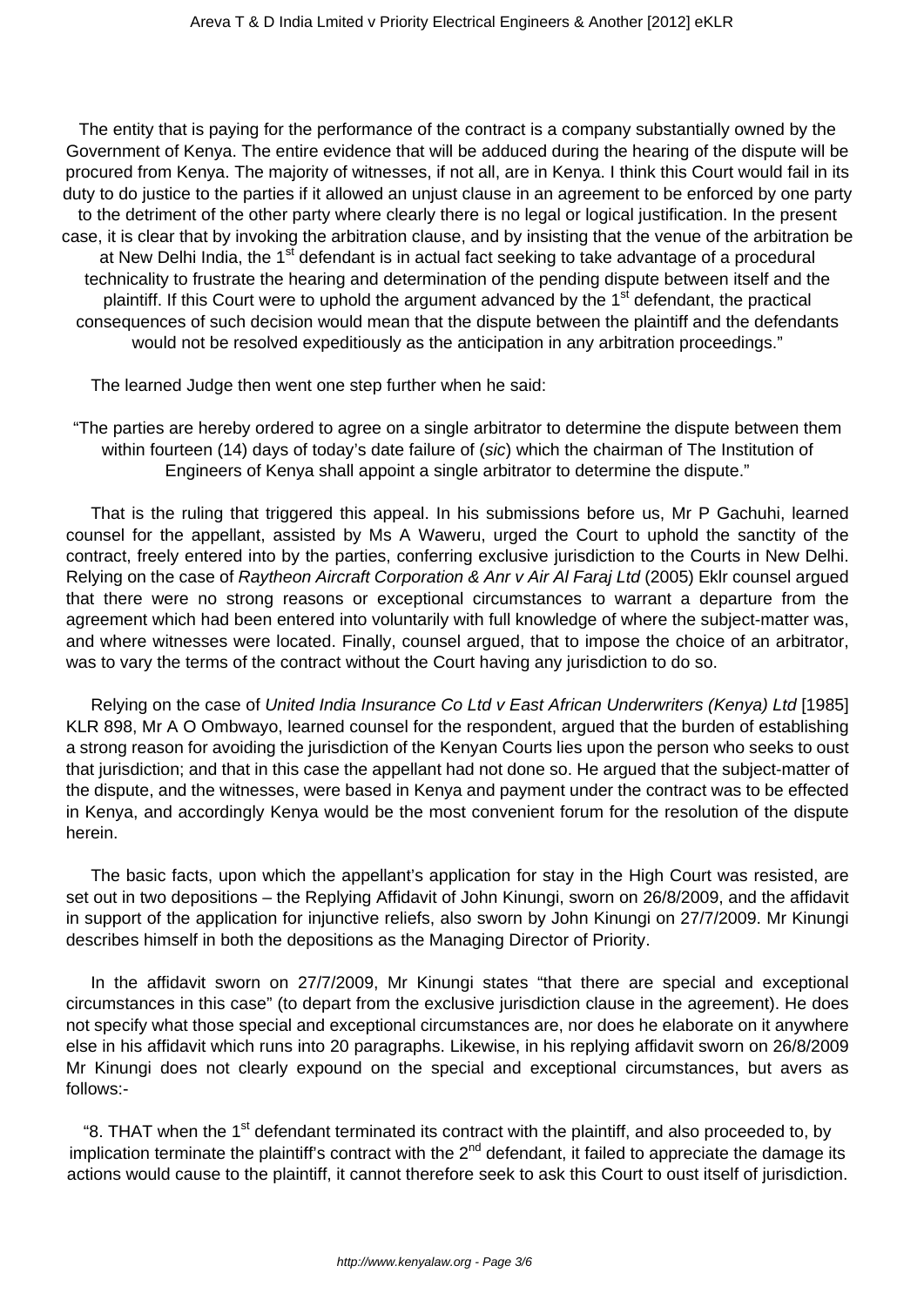The entity that is paying for the performance of the contract is a company substantially owned by the Government of Kenya. The entire evidence that will be adduced during the hearing of the dispute will be procured from Kenya. The majority of witnesses, if not all, are in Kenya. I think this Court would fail in its duty to do justice to the parties if it allowed an unjust clause in an agreement to be enforced by one party to the detriment of the other party where clearly there is no legal or logical justification. In the present case, it is clear that by invoking the arbitration clause, and by insisting that the venue of the arbitration be at New Delhi India, the 1st defendant is in actual fact seeking to take advantage of a procedural technicality to frustrate the hearing and determination of the pending dispute between itself and the plaintiff. If this Court were to uphold the argument advanced by the 1st defendant, the practical consequences of such decision would mean that the dispute between the plaintiff and the defendants would not be resolved expeditiously as the anticipation in any arbitration proceedings."

The learned Judge then went one step further when he said:

"The parties are hereby ordered to agree on a single arbitrator to determine the dispute between them within fourteen (14) days of today's date failure of (*sic*) which the chairman of The Institution of Engineers of Kenya shall appoint a single arbitrator to determine the dispute."

That is the ruling that triggered this appeal. In his submissions before us, Mr P Gachuhi, learned counsel for the appellant, assisted by Ms A Waweru, urged the Court to uphold the sanctity of the contract, freely entered into by the parties, conferring exclusive jurisdiction to the Courts in New Delhi. Relying on the case of *Raytheon Aircraft Corporation & Anr v Air Al Faraj Ltd* (2005) Eklr counsel argued that there were no strong reasons or exceptional circumstances to warrant a departure from the agreement which had been entered into voluntarily with full knowledge of where the subject-matter was, and where witnesses were located. Finally, counsel argued, that to impose the choice of an arbitrator, was to vary the terms of the contract without the Court having any jurisdiction to do so.

Relying on the case of *United India Insurance Co Ltd v East African Underwriters (Kenya) Ltd* [1985] KLR 898, Mr A O Ombwayo, learned counsel for the respondent, argued that the burden of establishing a strong reason for avoiding the jurisdiction of the Kenyan Courts lies upon the person who seeks to oust that jurisdiction; and that in this case the appellant had not done so. He argued that the subject-matter of the dispute, and the witnesses, were based in Kenya and payment under the contract was to be effected in Kenya, and accordingly Kenya would be the most convenient forum for the resolution of the dispute herein.

The basic facts, upon which the appellant's application for stay in the High Court was resisted, are set out in two depositions – the Replying Affidavit of John Kinungi, sworn on 26/8/2009, and the affidavit in support of the application for injunctive reliefs, also sworn by John Kinungi on 27/7/2009. Mr Kinungi describes himself in both the depositions as the Managing Director of Priority.

In the affidavit sworn on 27/7/2009, Mr Kinungi states "that there are special and exceptional circumstances in this case" (to depart from the exclusive jurisdiction clause in the agreement). He does not specify what those special and exceptional circumstances are, nor does he elaborate on it anywhere else in his affidavit which runs into 20 paragraphs. Likewise, in his replying affidavit sworn on 26/8/2009 Mr Kinungi does not clearly expound on the special and exceptional circumstances, but avers as follows:-

"8. THAT when the 1st defendant terminated its contract with the plaintiff, and also proceeded to, by implication terminate the plaintiff's contract with the 2nd defendant, it failed to appreciate the damage its actions would cause to the plaintiff, it cannot therefore seek to ask this Court to oust itself of jurisdiction.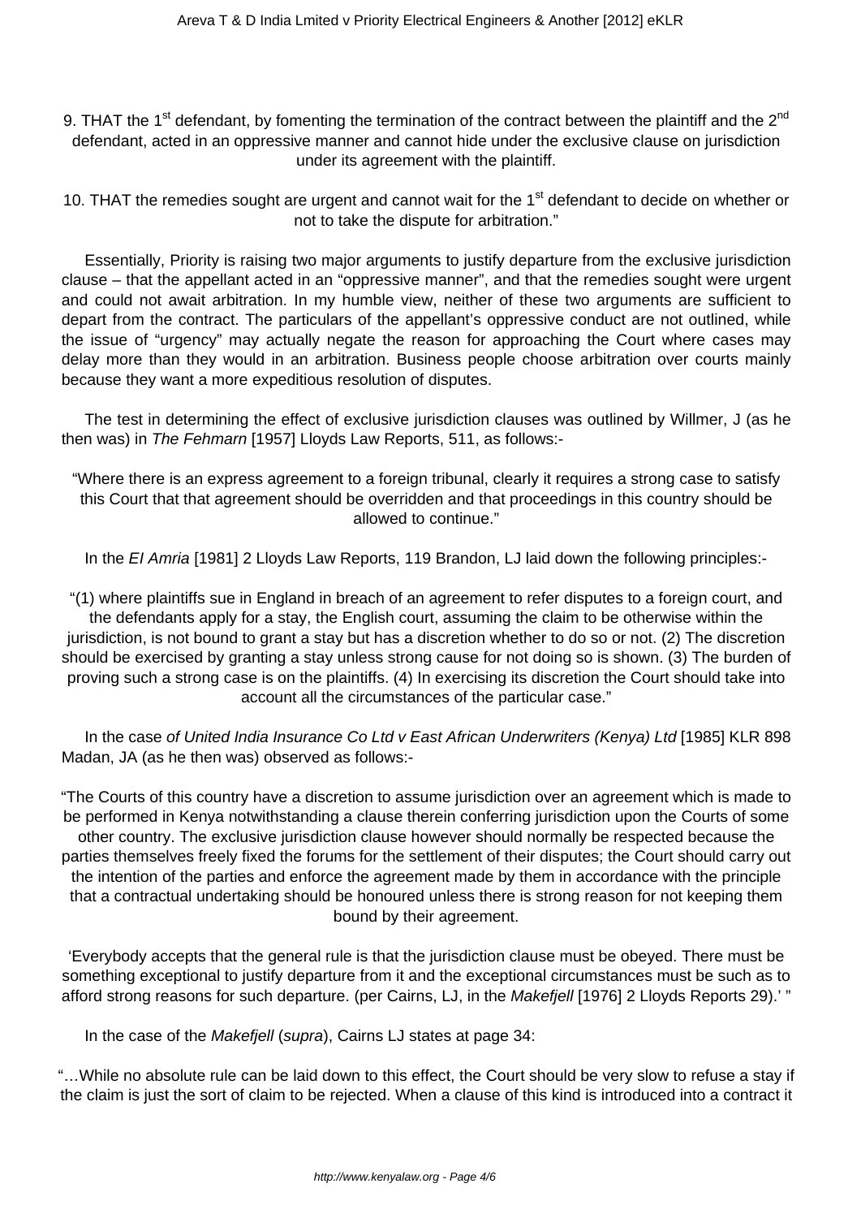9. THAT the 1st defendant, by fomenting the termination of the contract between the plaintiff and the 2nd defendant, acted in an oppressive manner and cannot hide under the exclusive clause on jurisdiction under its agreement with the plaintiff.

10. THAT the remedies sought are urgent and cannot wait for the 1st defendant to decide on whether or not to take the dispute for arbitration."

Essentially, Priority is raising two major arguments to justify departure from the exclusive jurisdiction clause – that the appellant acted in an "oppressive manner", and that the remedies sought were urgent and could not await arbitration. In my humble view, neither of these two arguments are sufficient to depart from the contract. The particulars of the appellant's oppressive conduct are not outlined, while the issue of "urgency" may actually negate the reason for approaching the Court where cases may delay more than they would in an arbitration. Business people choose arbitration over courts mainly because they want a more expeditious resolution of disputes.

The test in determining the effect of exclusive jurisdiction clauses was outlined by Willmer, J (as he then was) in *The Fehmarn* [1957] Lloyds Law Reports, 511, as follows:-

"Where there is an express agreement to a foreign tribunal, clearly it requires a strong case to satisfy this Court that that agreement should be overridden and that proceedings in this country should be allowed to continue."

In the *EI Amria* [1981] 2 Lloyds Law Reports, 119 Brandon, LJ laid down the following principles:-

"(1) where plaintiffs sue in England in breach of an agreement to refer disputes to a foreign court, and the defendants apply for a stay, the English court, assuming the claim to be otherwise within the jurisdiction, is not bound to grant a stay but has a discretion whether to do so or not. (2) The discretion should be exercised by granting a stay unless strong cause for not doing so is shown. (3) The burden of proving such a strong case is on the plaintiffs. (4) In exercising its discretion the Court should take into account all the circumstances of the particular case."

In the case *of United India Insurance Co Ltd v East African Underwriters (Kenya) Ltd* [1985] KLR 898 Madan, JA (as he then was) observed as follows:-

"The Courts of this country have a discretion to assume jurisdiction over an agreement which is made to be performed in Kenya notwithstanding a clause therein conferring jurisdiction upon the Courts of some other country. The exclusive jurisdiction clause however should normally be respected because the parties themselves freely fixed the forums for the settlement of their disputes; the Court should carry out the intention of the parties and enforce the agreement made by them in accordance with the principle that a contractual undertaking should be honoured unless there is strong reason for not keeping them bound by their agreement.

'Everybody accepts that the general rule is that the jurisdiction clause must be obeyed. There must be something exceptional to justify departure from it and the exceptional circumstances must be such as to afford strong reasons for such departure. (per Cairns, LJ, in the *Makefjell* [1976] 2 Lloyds Reports 29).' "

In the case of the *Makefjell* (*supra*), Cairns LJ states at page 34:

"…While no absolute rule can be laid down to this effect, the Court should be very slow to refuse a stay if the claim is just the sort of claim to be rejected. When a clause of this kind is introduced into a contract it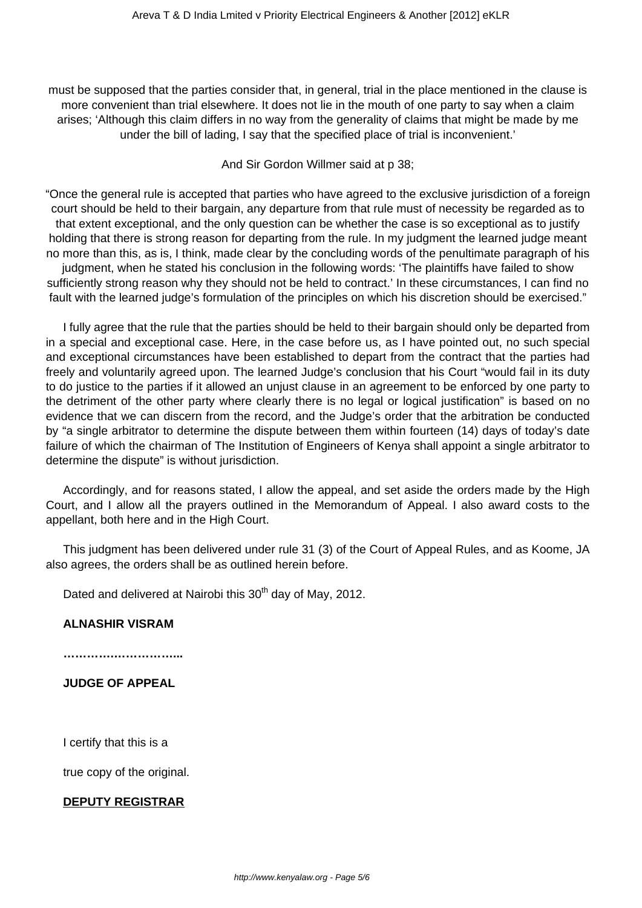must be supposed that the parties consider that, in general, trial in the place mentioned in the clause is more convenient than trial elsewhere. It does not lie in the mouth of one party to say when a claim arises; 'Although this claim differs in no way from the generality of claims that might be made by me under the bill of lading, I say that the specified place of trial is inconvenient.'

And Sir Gordon Willmer said at p 38;

"Once the general rule is accepted that parties who have agreed to the exclusive jurisdiction of a foreign court should be held to their bargain, any departure from that rule must of necessity be regarded as to that extent exceptional, and the only question can be whether the case is so exceptional as to justify holding that there is strong reason for departing from the rule. In my judgment the learned judge meant no more than this, as is, I think, made clear by the concluding words of the penultimate paragraph of his judgment, when he stated his conclusion in the following words: 'The plaintiffs have failed to show sufficiently strong reason why they should not be held to contract.' In these circumstances, I can find no fault with the learned judge's formulation of the principles on which his discretion should be exercised."

I fully agree that the rule that the parties should be held to their bargain should only be departed from in a special and exceptional case. Here, in the case before us, as I have pointed out, no such special and exceptional circumstances have been established to depart from the contract that the parties had freely and voluntarily agreed upon. The learned Judge's conclusion that his Court "would fail in its duty to do justice to the parties if it allowed an unjust clause in an agreement to be enforced by one party to the detriment of the other party where clearly there is no legal or logical justification" is based on no evidence that we can discern from the record, and the Judge's order that the arbitration be conducted by "a single arbitrator to determine the dispute between them within fourteen (14) days of today's date failure of which the chairman of The Institution of Engineers of Kenya shall appoint a single arbitrator to determine the dispute" is without jurisdiction.

Accordingly, and for reasons stated, I allow the appeal, and set aside the orders made by the High Court, and I allow all the prayers outlined in the Memorandum of Appeal. I also award costs to the appellant, both here and in the High Court.

This judgment has been delivered under rule 31 (3) of the Court of Appeal Rules, and as Koome, JA also agrees, the orders shall be as outlined herein before.

Dated and delivered at Nairobi this 30th day of May, 2012.

**ALNASHIR VISRAM**

**………………………...**

**JUDGE OF APPEAL**

I certify that this is a

true copy of the original.

**DEPUTY REGISTRAR**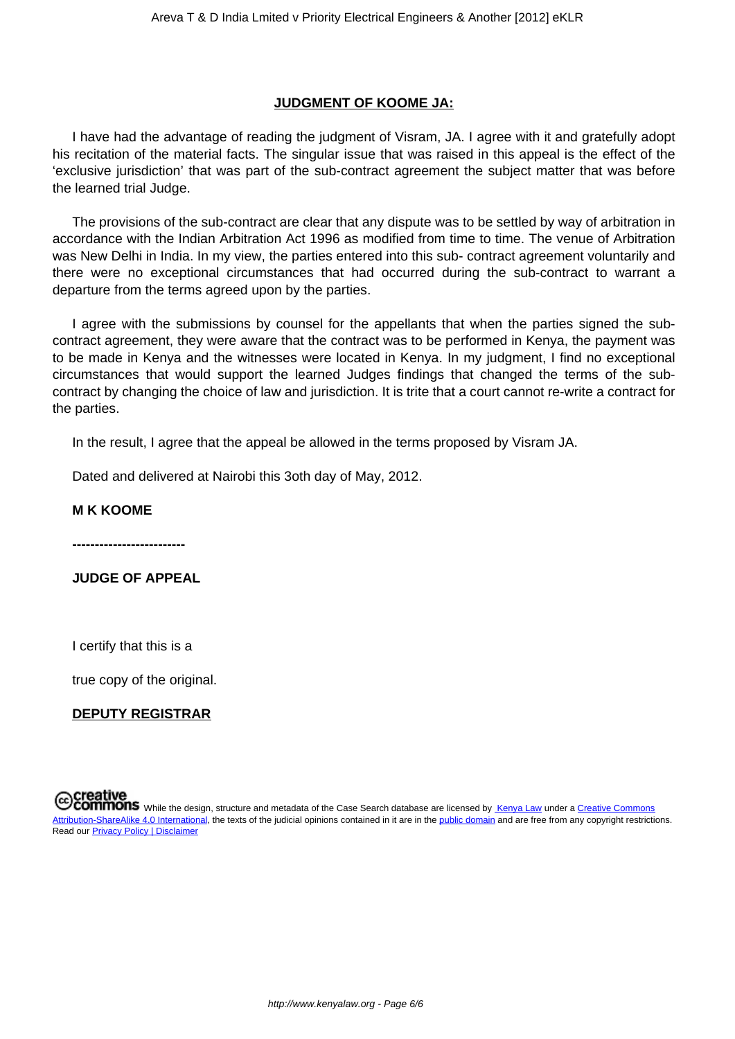**JUDGMENT OF KOOME JA:**

I have had the advantage of reading the judgment of Visram, JA. I agree with it and gratefully adopt his recitation of the material facts. The singular issue that was raised in this appeal is the effect of the 'exclusive jurisdiction' that was part of the sub-contract agreement the subject matter that was before the learned trial Judge.

The provisions of the sub-contract are clear that any dispute was to be settled by way of arbitration in accordance with the Indian Arbitration Act 1996 as modified from time to time. The venue of Arbitration was New Delhi in India. In my view, the parties entered into this sub- contract agreement voluntarily and there were no exceptional circumstances that had occurred during the sub-contract to warrant a departure from the terms agreed upon by the parties.

I agree with the submissions by counsel for the appellants that when the parties signed the sub-contract agreement, they were aware that the contract was to be performed in Kenya, the payment was to be made in Kenya and the witnesses were located in Kenya. In my judgment, I find no exceptional circumstances that would support the learned Judges findings that changed the terms of the sub-contract by changing the choice of law and jurisdiction. It is trite that a court cannot re-write a contract for the parties.

In the result, I agree that the appeal be allowed in the terms proposed by Visram JA.

Dated and delivered at Nairobi this 3oth day of May, 2012.

**M K KOOME**

**-------------------------**

**JUDGE OF APPEAL**

I certify that this is a

true copy of the original.

**DEPUTY REGISTRAR**

While the design, structure and metadata of the Case Search database are licensed by Kenya Law under a Creative Commons Attribution-ShareAlike 4.0 International, the texts of the judicial opinions contained in it are in the public domain and are free from any copyright restrictions. Read our Privacy Policy | Disclaimer